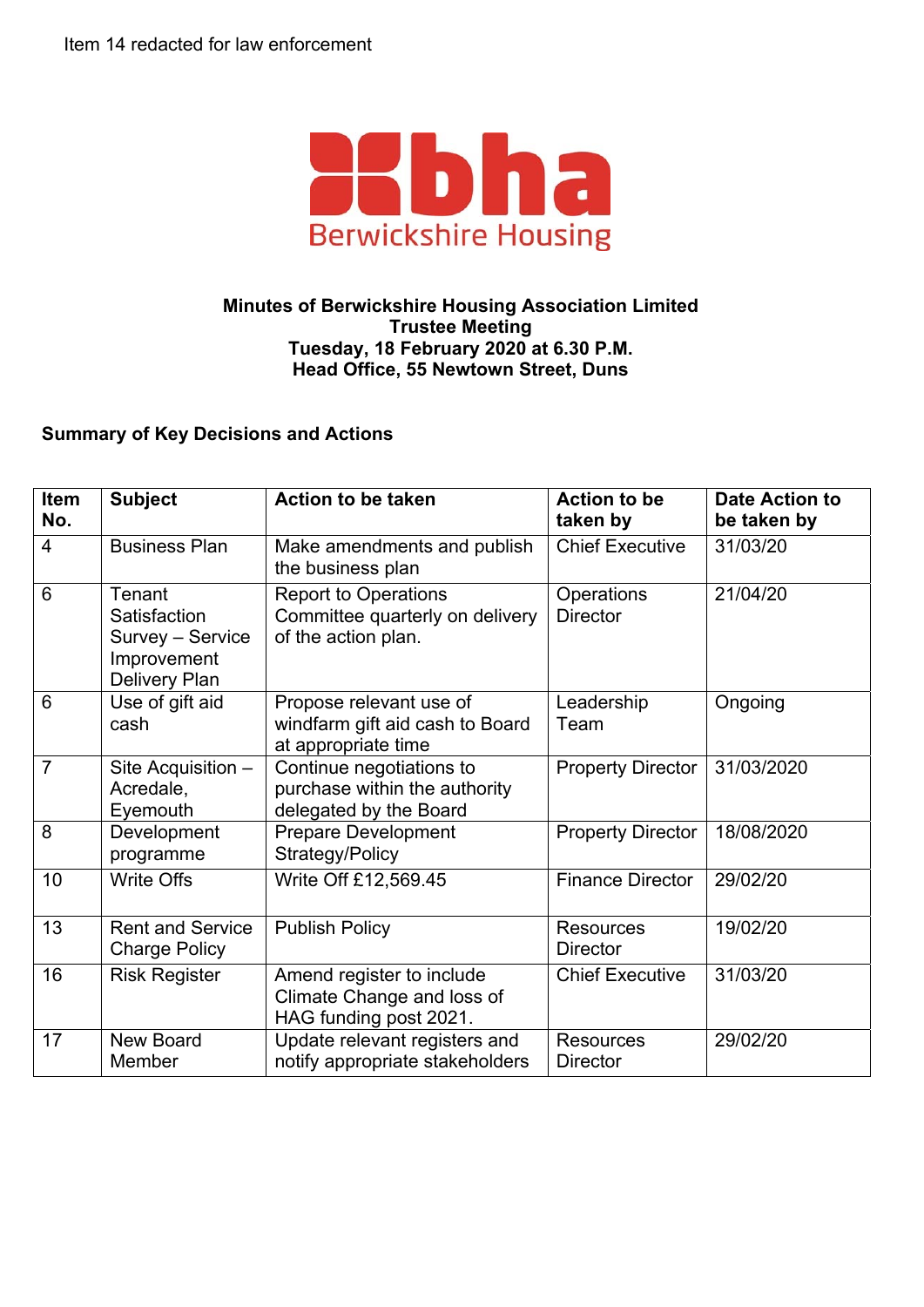Item 14 redacted for law enforcement

bha
Berwickshire Housing

**Minutes of Berwickshire Housing Association Limited**
**Trustee Meeting**
**Tuesday, 18 February 2020 at 6.30 P.M.**
**Head Office, 55 Newtown Street, Duns**

**Summary of Key Decisions and Actions**

| Item No. | Subject | Action to be taken | Action to be taken by | Date Action to be taken by |
|---|---|---|---|---|
| 4 | Business Plan | Make amendments and publish the business plan | Chief Executive | 31/03/20 |
| 6 | Tenant Satisfaction Survey – Service Improvement Delivery Plan | Report to Operations Committee quarterly on delivery of the action plan. | Operations Director | 21/04/20 |
| 6 | Use of gift aid cash | Propose relevant use of windfarm gift aid cash to Board at appropriate time | Leadership Team | Ongoing |
| 7 | Site Acquisition – Acredale, Eyemouth | Continue negotiations to purchase within the authority delegated by the Board | Property Director | 31/03/2020 |
| 8 | Development programme | Prepare Development Strategy/Policy | Property Director | 18/08/2020 |
| 10 | Write Offs | Write Off £12,569.45 | Finance Director | 29/02/20 |
| 13 | Rent and Service Charge Policy | Publish Policy | Resources Director | 19/02/20 |
| 16 | Risk Register | Amend register to include Climate Change and loss of HAG funding post 2021. | Chief Executive | 31/03/20 |
| 17 | New Board Member | Update relevant registers and notify appropriate stakeholders | Resources Director | 29/02/20 |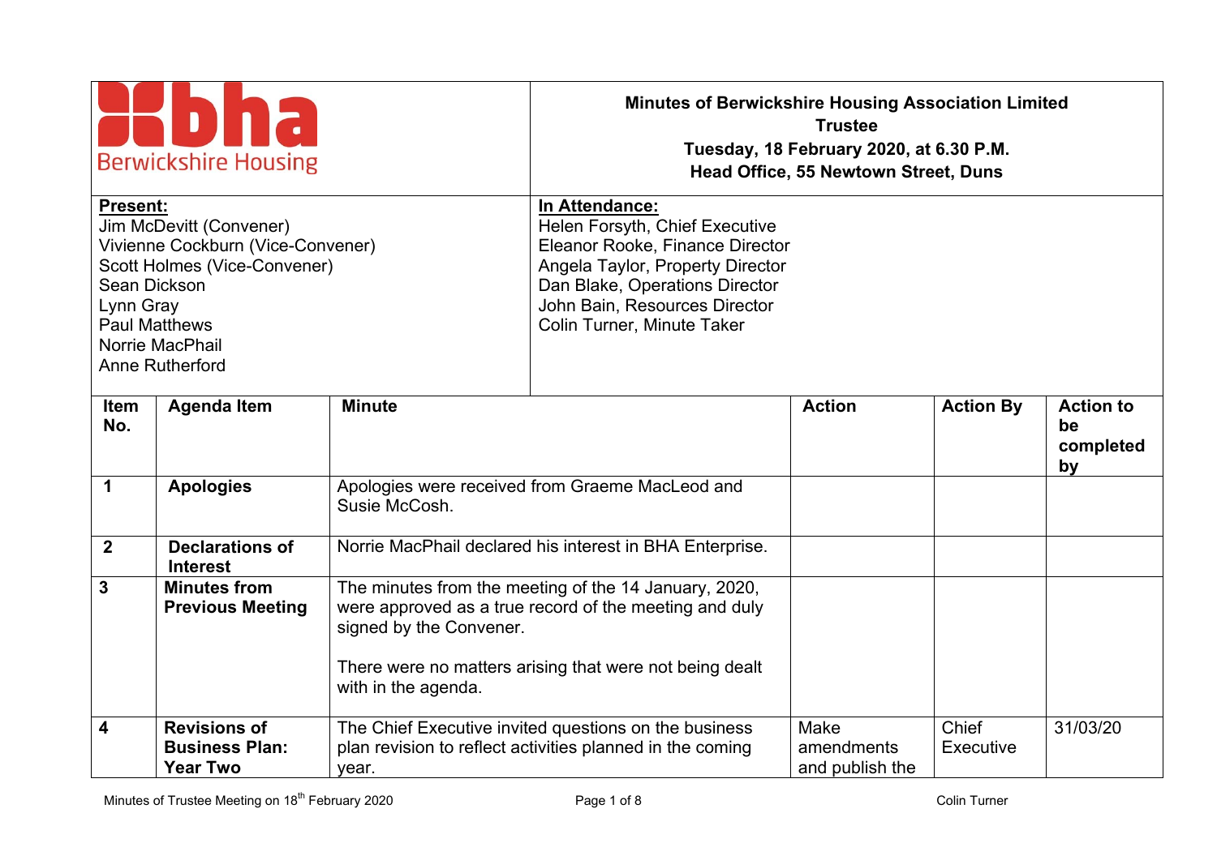**Minutes of Berwickshire Housing Association Limited**
**Trustee**
**Tuesday, 18 February 2020, at 6.30 P.M.**
**Head Office, 55 Newtown Street, Duns**

| **Present:** | **In Attendance:** |
|---|---|
| Jim McDevitt (Convener)<br>Vivienne Cockburn (Vice-Convener)<br>Scott Holmes (Vice-Convener)<br>Sean Dickson<br>Lynn Gray<br>Paul Matthews<br>Norrie MacPhail<br>Anne Rutherford | Helen Forsyth, Chief Executive<br>Eleanor Rooke, Finance Director<br>Angela Taylor, Property Director<br>Dan Blake, Operations Director<br>John Bain, Resources Director<br>Colin Turner, Minute Taker |

| Item No. | Agenda Item | Minute | Action | Action By | Action to be completed by |
|---|---|---|---|---|---|
| 1 | **Apologies** | Apologies were received from Graeme MacLeod and Susie McCosh. | | | |
| 2 | **Declarations of Interest** | Norrie MacPhail declared his interest in BHA Enterprise. | | | |
| 3 | **Minutes from Previous Meeting** | The minutes from the meeting of the 14 January, 2020, were approved as a true record of the meeting and duly signed by the Convener.<br><br>There were no matters arising that were not being dealt with in the agenda. | | | |
| 4 | **Revisions of Business Plan: Year Two** | The Chief Executive invited questions on the business plan revision to reflect activities planned in the coming year. | Make amendments and publish the | Chief Executive | 31/03/20 |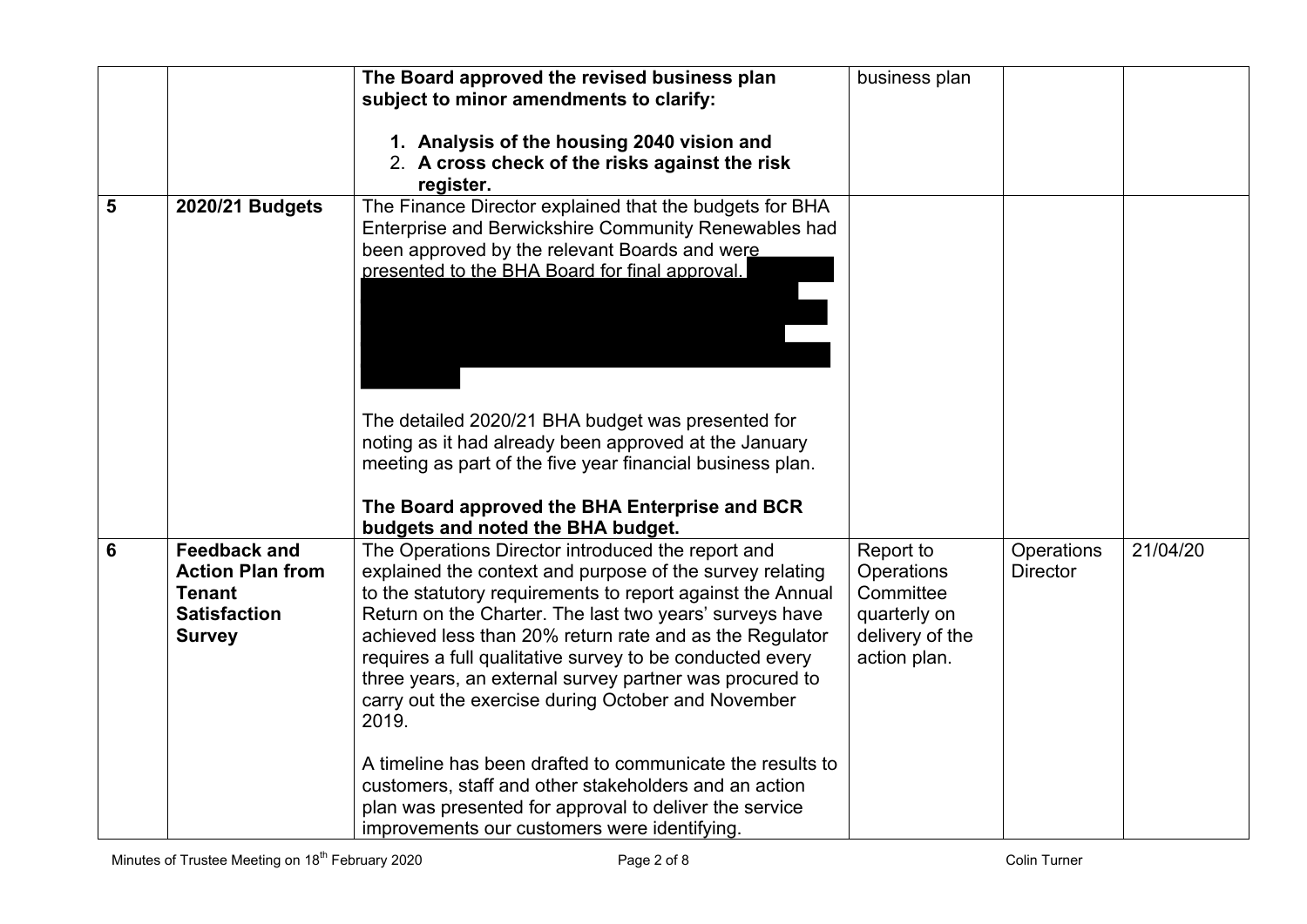|  |  |  |  |  |  |
|---|---|---|---|---|---|
|  |  | **The Board approved the revised business plan subject to minor amendments to clarify:**<br><br>1. **Analysis of the housing 2040 vision and**<br>2. **A cross check of the risks against the risk register.** | business plan |  |  |
| **5** | **2020/21 Budgets** | The Finance Director explained that the budgets for BHA Enterprise and Berwickshire Community Renewables had been approved by the relevant Boards and were presented to the BHA Board for final approval.<br><br>The detailed 2020/21 BHA budget was presented for noting as it had already been approved at the January meeting as part of the five year financial business plan.<br><br>**The Board approved the BHA Enterprise and BCR budgets and noted the BHA budget.** |  |  |  |
| **6** | **Feedback and Action Plan from Tenant Satisfaction Survey** | The Operations Director introduced the report and explained the context and purpose of the survey relating to the statutory requirements to report against the Annual Return on the Charter. The last two years' surveys have achieved less than 20% return rate and as the Regulator requires a full qualitative survey to be conducted every three years, an external survey partner was procured to carry out the exercise during October and November 2019.<br><br>A timeline has been drafted to communicate the results to customers, staff and other stakeholders and an action plan was presented for approval to deliver the service improvements our customers were identifying. | Report to Operations Committee quarterly on delivery of the action plan. | Operations Director | 21/04/20 |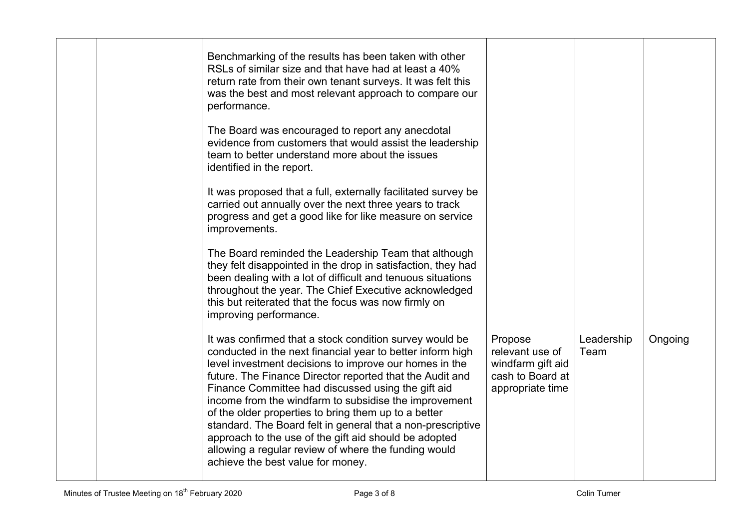| | | | | | |
|---|---|---|---|---|---|
| | | Benchmarking of the results has been taken with other RSLs of similar size and that have had at least a 40% return rate from their own tenant surveys. It was felt this was the best and most relevant approach to compare our performance.<br><br>The Board was encouraged to report any anecdotal evidence from customers that would assist the leadership team to better understand more about the issues identified in the report.<br><br>It was proposed that a full, externally facilitated survey be carried out annually over the next three years to track progress and get a good like for like measure on service improvements.<br><br>The Board reminded the Leadership Team that although they felt disappointed in the drop in satisfaction, they had been dealing with a lot of difficult and tenuous situations throughout the year. The Chief Executive acknowledged this but reiterated that the focus was now firmly on improving performance. | | | |
| | | It was confirmed that a stock condition survey would be conducted in the next financial year to better inform high level investment decisions to improve our homes in the future. The Finance Director reported that the Audit and Finance Committee had discussed using the gift aid income from the windfarm to subsidise the improvement of the older properties to bring them up to a better standard. The Board felt in general that a non-prescriptive approach to the use of the gift aid should be adopted allowing a regular review of where the funding would achieve the best value for money. | Propose relevant use of windfarm gift aid cash to Board at appropriate time | Leadership Team | Ongoing |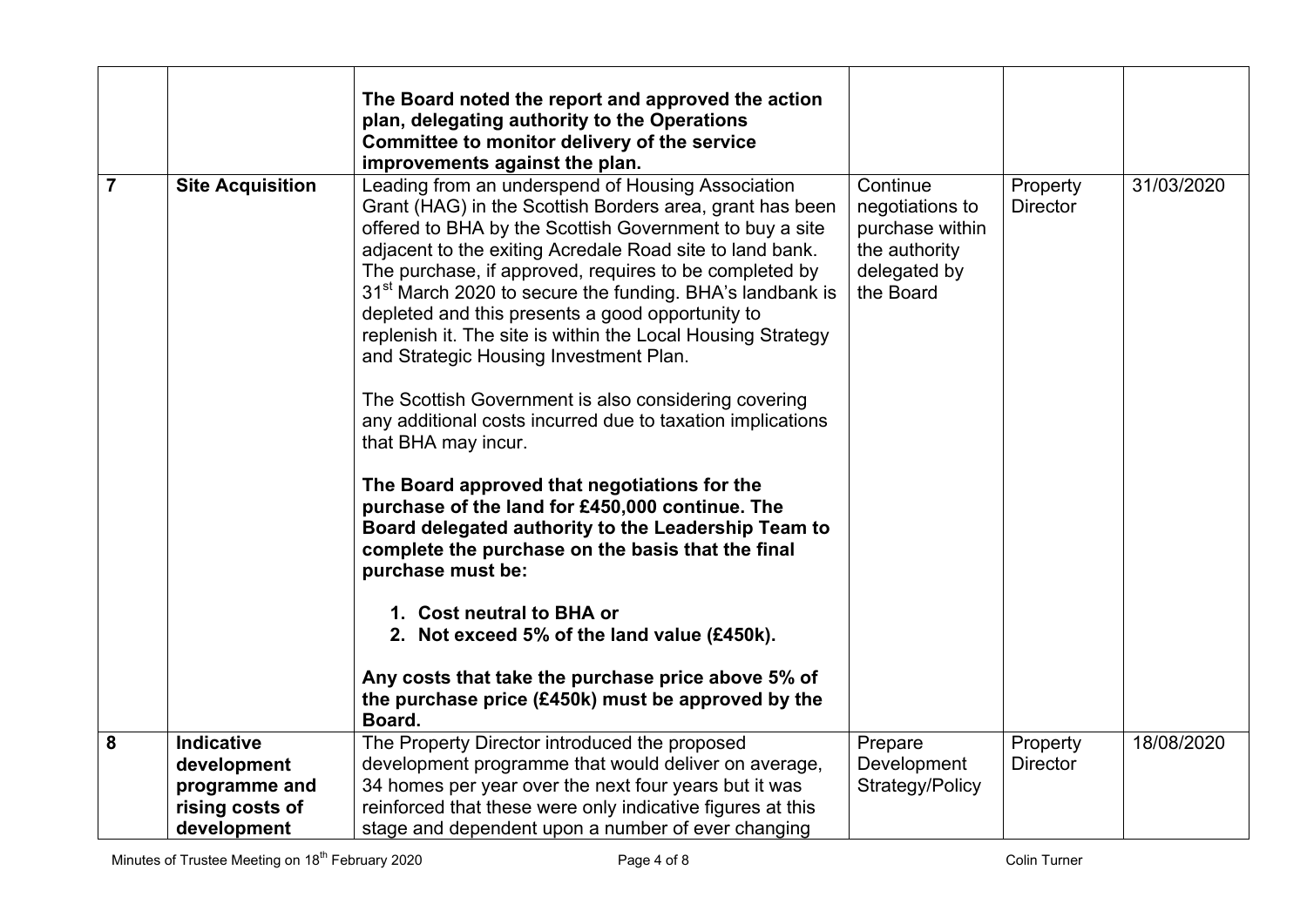| | | | | | |
|---|---|---|---|---|---|
| | | **The Board noted the report and approved the action plan, delegating authority to the Operations Committee to monitor delivery of the service improvements against the plan.** | | | |
| **7** | **Site Acquisition** | Leading from an underspend of Housing Association Grant (HAG) in the Scottish Borders area, grant has been offered to BHA by the Scottish Government to buy a site adjacent to the exiting Acredale Road site to land bank. The purchase, if approved, requires to be completed by 31st March 2020 to secure the funding. BHA's landbank is depleted and this presents a good opportunity to replenish it. The site is within the Local Housing Strategy and Strategic Housing Investment Plan.<br><br>The Scottish Government is also considering covering any additional costs incurred due to taxation implications that BHA may incur.<br><br>**The Board approved that negotiations for the purchase of the land for £450,000 continue. The Board delegated authority to the Leadership Team to complete the purchase on the basis that the final purchase must be:**<br><br>**1. Cost neutral to BHA or**<br>**2. Not exceed 5% of the land value (£450k).**<br><br>**Any costs that take the purchase price above 5% of the purchase price (£450k) must be approved by the Board.** | Continue negotiations to purchase within the authority delegated by the Board | Property Director | 31/03/2020 |
| **8** | **Indicative development programme and rising costs of development** | The Property Director introduced the proposed development programme that would deliver on average, 34 homes per year over the next four years but it was reinforced that these were only indicative figures at this stage and dependent upon a number of ever changing | Prepare Development Strategy/Policy | Property Director | 18/08/2020 |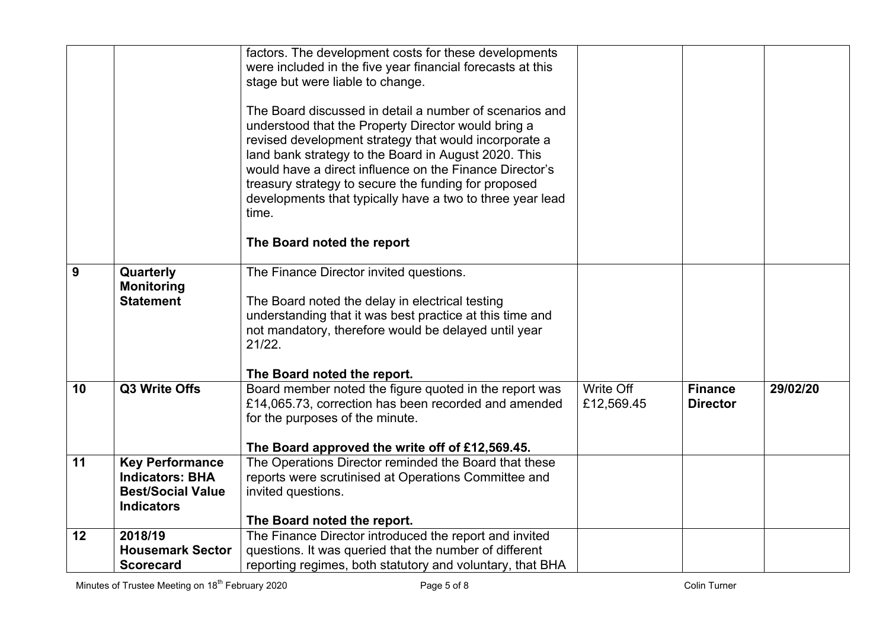| | | | | | |
|---|---|---|---|---|---|
| | | factors. The development costs for these developments were included in the five year financial forecasts at this stage but were liable to change.<br><br>The Board discussed in detail a number of scenarios and understood that the Property Director would bring a revised development strategy that would incorporate a land bank strategy to the Board in August 2020. This would have a direct influence on the Finance Director's treasury strategy to secure the funding for proposed developments that typically have a two to three year lead time.<br><br>**The Board noted the report** | | | |
| **9** | **Quarterly Monitoring Statement** | The Finance Director invited questions.<br><br>The Board noted the delay in electrical testing understanding that it was best practice at this time and not mandatory, therefore would be delayed until year 21/22.<br><br>**The Board noted the report.** | | | |
| **10** | **Q3 Write Offs** | Board member noted the figure quoted in the report was £14,065.73, correction has been recorded and amended for the purposes of the minute.<br><br>**The Board approved the write off of £12,569.45.** | Write Off £12,569.45 | **Finance Director** | **29/02/20** |
| **11** | **Key Performance Indicators: BHA Best/Social Value Indicators** | The Operations Director reminded the Board that these reports were scrutinised at Operations Committee and invited questions.<br><br>**The Board noted the report.** | | | |
| **12** | **2018/19 Housemark Sector Scorecard** | The Finance Director introduced the report and invited questions. It was queried that the number of different reporting regimes, both statutory and voluntary, that BHA | | | |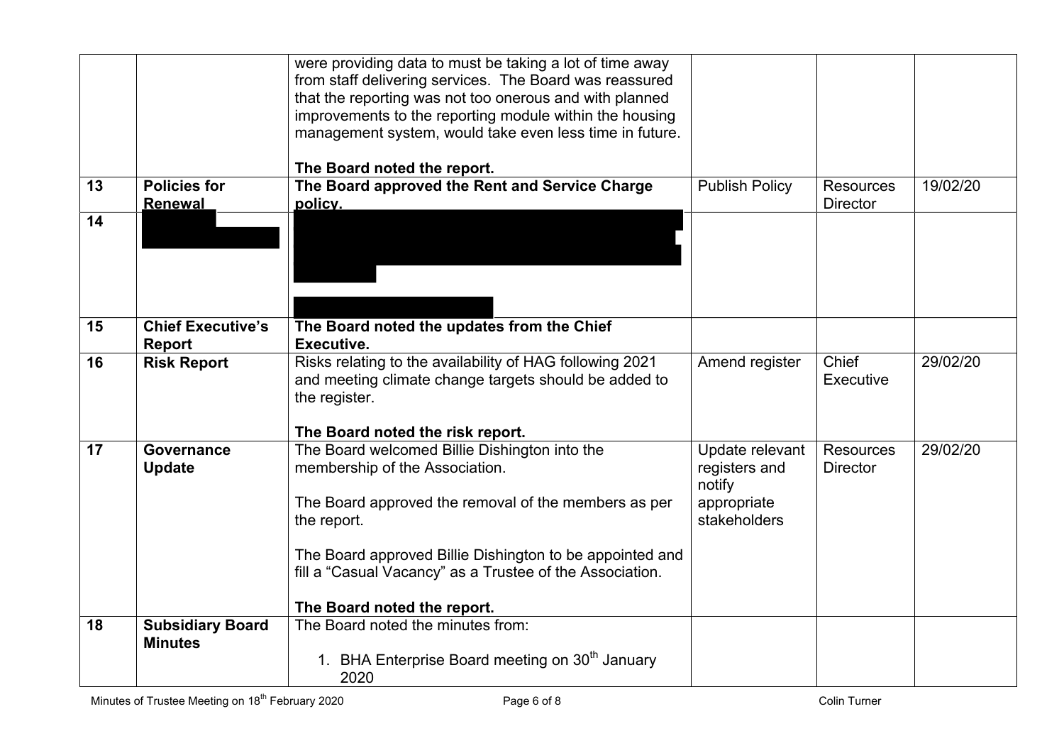| | | | | | |
|---|---|---|---|---|---|
| | | were providing data to must be taking a lot of time away from staff delivering services. The Board was reassured that the reporting was not too onerous and with planned improvements to the reporting module within the housing management system, would take even less time in future.<br><br>**The Board noted the report.** | | | |
| **13** | **Policies for Renewal** | **The Board approved the Rent and Service Charge policy.** | Publish Policy | Resources Director | 19/02/20 |
| **14** | | | | | |
| **15** | **Chief Executive's Report** | **The Board noted the updates from the Chief Executive.** | | | |
| **16** | **Risk Report** | Risks relating to the availability of HAG following 2021 and meeting climate change targets should be added to the register.<br><br>**The Board noted the risk report.** | Amend register | Chief Executive | 29/02/20 |
| **17** | **Governance Update** | The Board welcomed Billie Dishington into the membership of the Association.<br><br>The Board approved the removal of the members as per the report.<br><br>The Board approved Billie Dishington to be appointed and fill a "Casual Vacancy" as a Trustee of the Association.<br><br>**The Board noted the report.** | Update relevant registers and notify appropriate stakeholders | Resources Director | 29/02/20 |
| **18** | **Subsidiary Board Minutes** | The Board noted the minutes from:<br><br>1. BHA Enterprise Board meeting on 30th January 2020 | | | |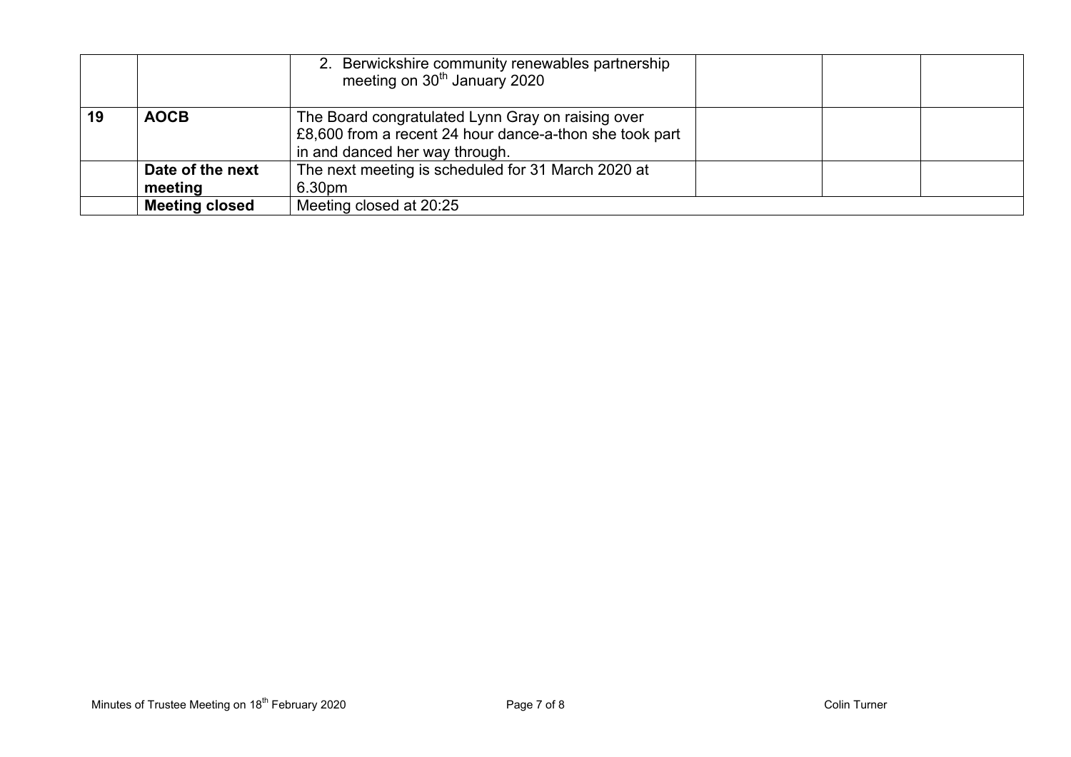| | | | | | |
|---|---|---|---|---|---|
| | | 2. Berwickshire community renewables partnership meeting on 30th January 2020 | | | |
| 19 | **AOCB** | The Board congratulated Lynn Gray on raising over £8,600 from a recent 24 hour dance-a-thon she took part in and danced her way through. | | | |
| | **Date of the next meeting** | The next meeting is scheduled for 31 March 2020 at 6.30pm | | | |
| | **Meeting closed** | Meeting closed at 20:25 | | | |